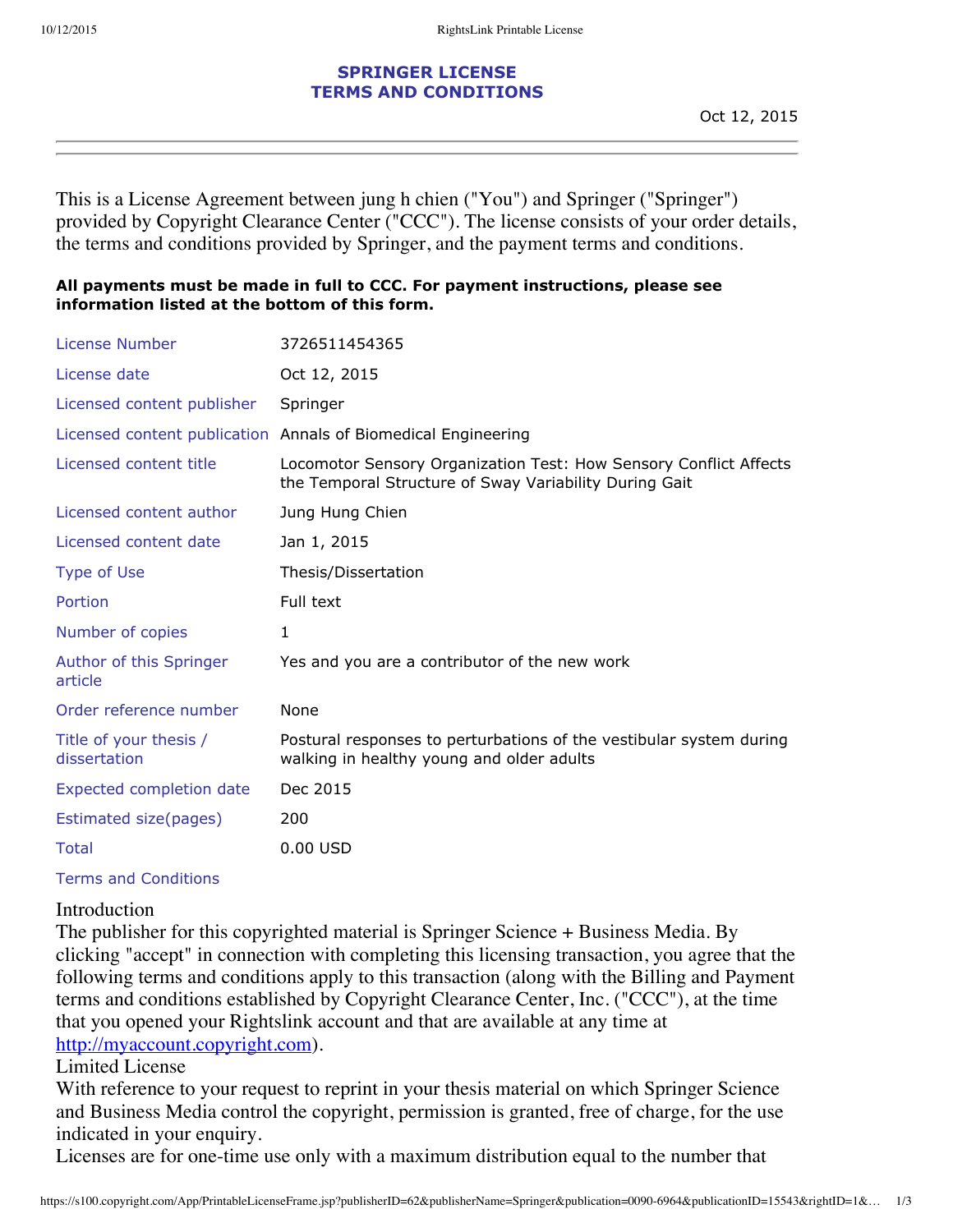# SPRINGER LICENSE
# TERMS AND CONDITIONS

Oct 12, 2015

This is a License Agreement between jung h chien ("You") and Springer ("Springer") provided by Copyright Clearance Center ("CCC"). The license consists of your order details, the terms and conditions provided by Springer, and the payment terms and conditions.

**All payments must be made in full to CCC. For payment instructions, please see information listed at the bottom of this form.**

| | |
|---|---|
| License Number | 3726511454365 |
| License date | Oct 12, 2015 |
| Licensed content publisher | Springer |
| Licensed content publication | Annals of Biomedical Engineering |
| Licensed content title | Locomotor Sensory Organization Test: How Sensory Conflict Affects the Temporal Structure of Sway Variability During Gait |
| Licensed content author | Jung Hung Chien |
| Licensed content date | Jan 1, 2015 |
| Type of Use | Thesis/Dissertation |
| Portion | Full text |
| Number of copies | 1 |
| Author of this Springer article | Yes and you are a contributor of the new work |
| Order reference number | None |
| Title of your thesis / dissertation | Postural responses to perturbations of the vestibular system during walking in healthy young and older adults |
| Expected completion date | Dec 2015 |
| Estimated size(pages) | 200 |
| Total | 0.00 USD |

Terms and Conditions

Introduction

The publisher for this copyrighted material is Springer Science + Business Media. By clicking "accept" in connection with completing this licensing transaction, you agree that the following terms and conditions apply to this transaction (along with the Billing and Payment terms and conditions established by Copyright Clearance Center, Inc. ("CCC"), at the time that you opened your Rightslink account and that are available at any time at http://myaccount.copyright.com).

Limited License

With reference to your request to reprint in your thesis material on which Springer Science and Business Media control the copyright, permission is granted, free of charge, for the use indicated in your enquiry.

Licenses are for one-time use only with a maximum distribution equal to the number that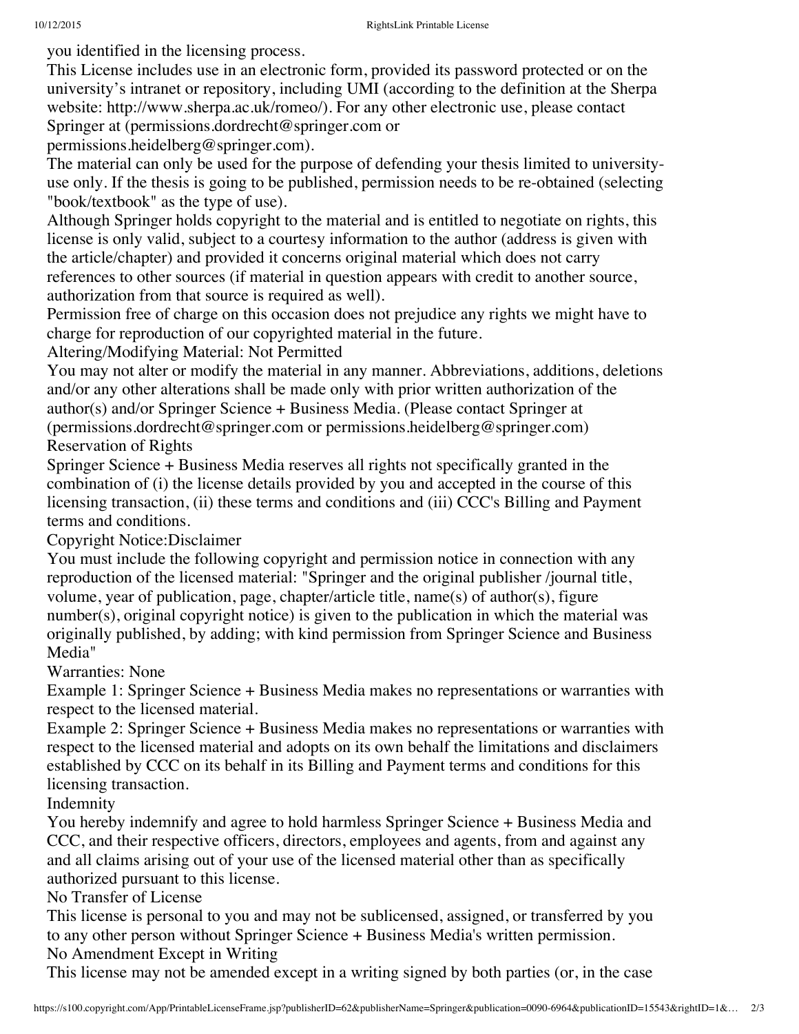you identified in the licensing process.

This License includes use in an electronic form, provided its password protected or on the university's intranet or repository, including UMI (according to the definition at the Sherpa website: http://www.sherpa.ac.uk/romeo/). For any other electronic use, please contact Springer at (permissions.dordrecht@springer.com or permissions.heidelberg@springer.com).

The material can only be used for the purpose of defending your thesis limited to university-use only. If the thesis is going to be published, permission needs to be re-obtained (selecting "book/textbook" as the type of use).

Although Springer holds copyright to the material and is entitled to negotiate on rights, this license is only valid, subject to a courtesy information to the author (address is given with the article/chapter) and provided it concerns original material which does not carry references to other sources (if material in question appears with credit to another source, authorization from that source is required as well).

Permission free of charge on this occasion does not prejudice any rights we might have to charge for reproduction of our copyrighted material in the future.

Altering/Modifying Material: Not Permitted

You may not alter or modify the material in any manner. Abbreviations, additions, deletions and/or any other alterations shall be made only with prior written authorization of the author(s) and/or Springer Science + Business Media. (Please contact Springer at (permissions.dordrecht@springer.com or permissions.heidelberg@springer.com)

Reservation of Rights

Springer Science + Business Media reserves all rights not specifically granted in the combination of (i) the license details provided by you and accepted in the course of this licensing transaction, (ii) these terms and conditions and (iii) CCC's Billing and Payment terms and conditions.

Copyright Notice:Disclaimer

You must include the following copyright and permission notice in connection with any reproduction of the licensed material: "Springer and the original publisher /journal title, volume, year of publication, page, chapter/article title, name(s) of author(s), figure number(s), original copyright notice) is given to the publication in which the material was originally published, by adding; with kind permission from Springer Science and Business Media"

Warranties: None

Example 1: Springer Science + Business Media makes no representations or warranties with respect to the licensed material.

Example 2: Springer Science + Business Media makes no representations or warranties with respect to the licensed material and adopts on its own behalf the limitations and disclaimers established by CCC on its behalf in its Billing and Payment terms and conditions for this licensing transaction.

Indemnity

You hereby indemnify and agree to hold harmless Springer Science + Business Media and CCC, and their respective officers, directors, employees and agents, from and against any and all claims arising out of your use of the licensed material other than as specifically authorized pursuant to this license.

No Transfer of License

This license is personal to you and may not be sublicensed, assigned, or transferred by you to any other person without Springer Science + Business Media's written permission.

No Amendment Except in Writing

This license may not be amended except in a writing signed by both parties (or, in the case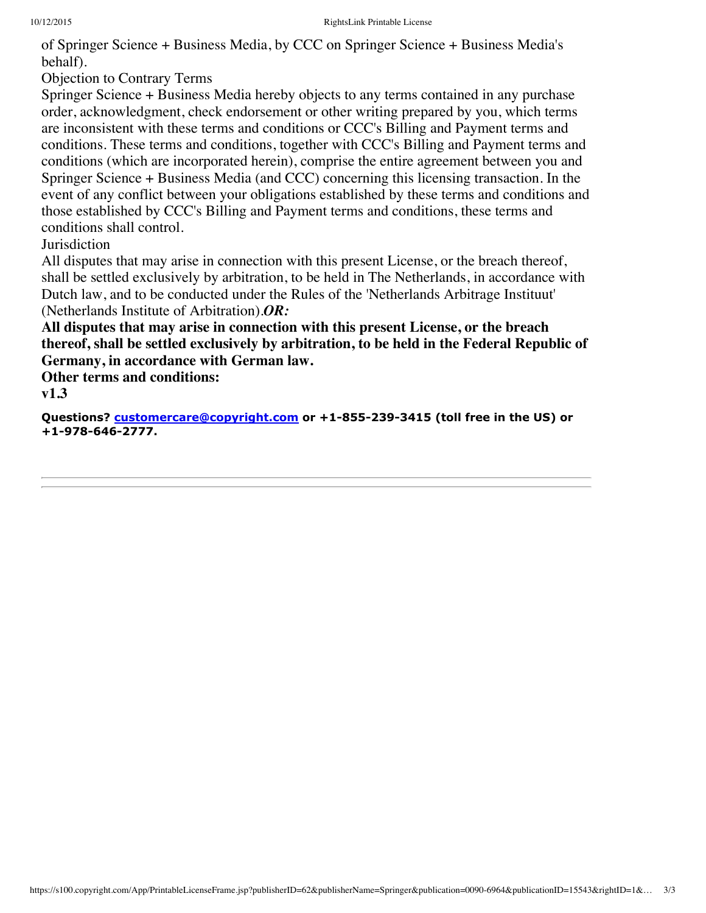of Springer Science + Business Media, by CCC on Springer Science + Business Media's behalf).

Objection to Contrary Terms

Springer Science + Business Media hereby objects to any terms contained in any purchase order, acknowledgment, check endorsement or other writing prepared by you, which terms are inconsistent with these terms and conditions or CCC's Billing and Payment terms and conditions. These terms and conditions, together with CCC's Billing and Payment terms and conditions (which are incorporated herein), comprise the entire agreement between you and Springer Science + Business Media (and CCC) concerning this licensing transaction. In the event of any conflict between your obligations established by these terms and conditions and those established by CCC's Billing and Payment terms and conditions, these terms and conditions shall control.

Jurisdiction

All disputes that may arise in connection with this present License, or the breach thereof, shall be settled exclusively by arbitration, to be held in The Netherlands, in accordance with Dutch law, and to be conducted under the Rules of the 'Netherlands Arbitrage Instituut' (Netherlands Institute of Arbitration).***OR:***

**All disputes that may arise in connection with this present License, or the breach thereof, shall be settled exclusively by arbitration, to be held in the Federal Republic of Germany, in accordance with German law.**

**Other terms and conditions:**

**v1.3**

**Questions? customercare@copyright.com or +1-855-239-3415 (toll free in the US) or +1-978-646-2777.**